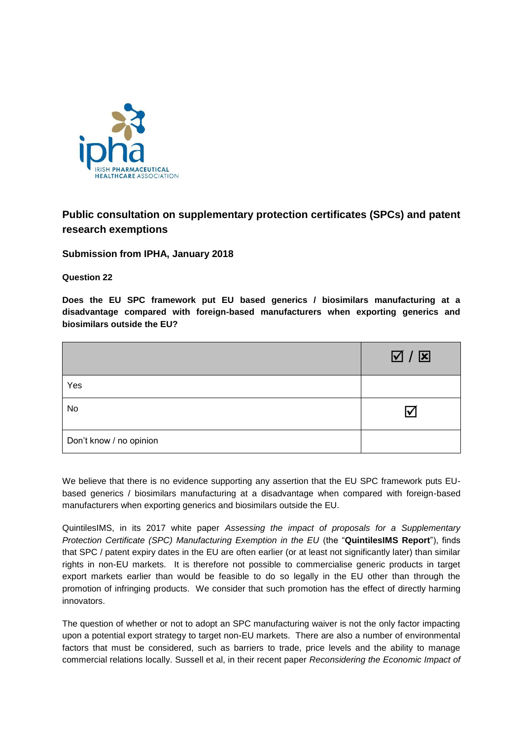IRISH PHARMACEUTICAL HEALTHCARE ASSOCIATION

## Public consultation on supplementary protection certificates (SPCs) and patent research exemptions

**Submission from IPHA, January 2018**

**Question 22**

**Does the EU SPC framework put EU based generics / biosimilars manufacturing at a disadvantage compared with foreign-based manufacturers when exporting generics and biosimilars outside the EU?**

| | ☑ / ☒ |
|---|---|
| Yes | |
| No | ☑ |
| Don't know / no opinion | |

We believe that there is no evidence supporting any assertion that the EU SPC framework puts EU-based generics / biosimilars manufacturing at a disadvantage when compared with foreign-based manufacturers when exporting generics and biosimilars outside the EU.

QuintilesIMS, in its 2017 white paper *Assessing the impact of proposals for a Supplementary Protection Certificate (SPC) Manufacturing Exemption in the EU* (the "**QuintilesIMS Report**"), finds that SPC / patent expiry dates in the EU are often earlier (or at least not significantly later) than similar rights in non-EU markets. It is therefore not possible to commercialise generic products in target export markets earlier than would be feasible to do so legally in the EU other than through the promotion of infringing products. We consider that such promotion has the effect of directly harming innovators.

The question of whether or not to adopt an SPC manufacturing waiver is not the only factor impacting upon a potential export strategy to target non-EU markets. There are also a number of environmental factors that must be considered, such as barriers to trade, price levels and the ability to manage commercial relations locally. Sussell et al, in their recent paper *Reconsidering the Economic Impact of*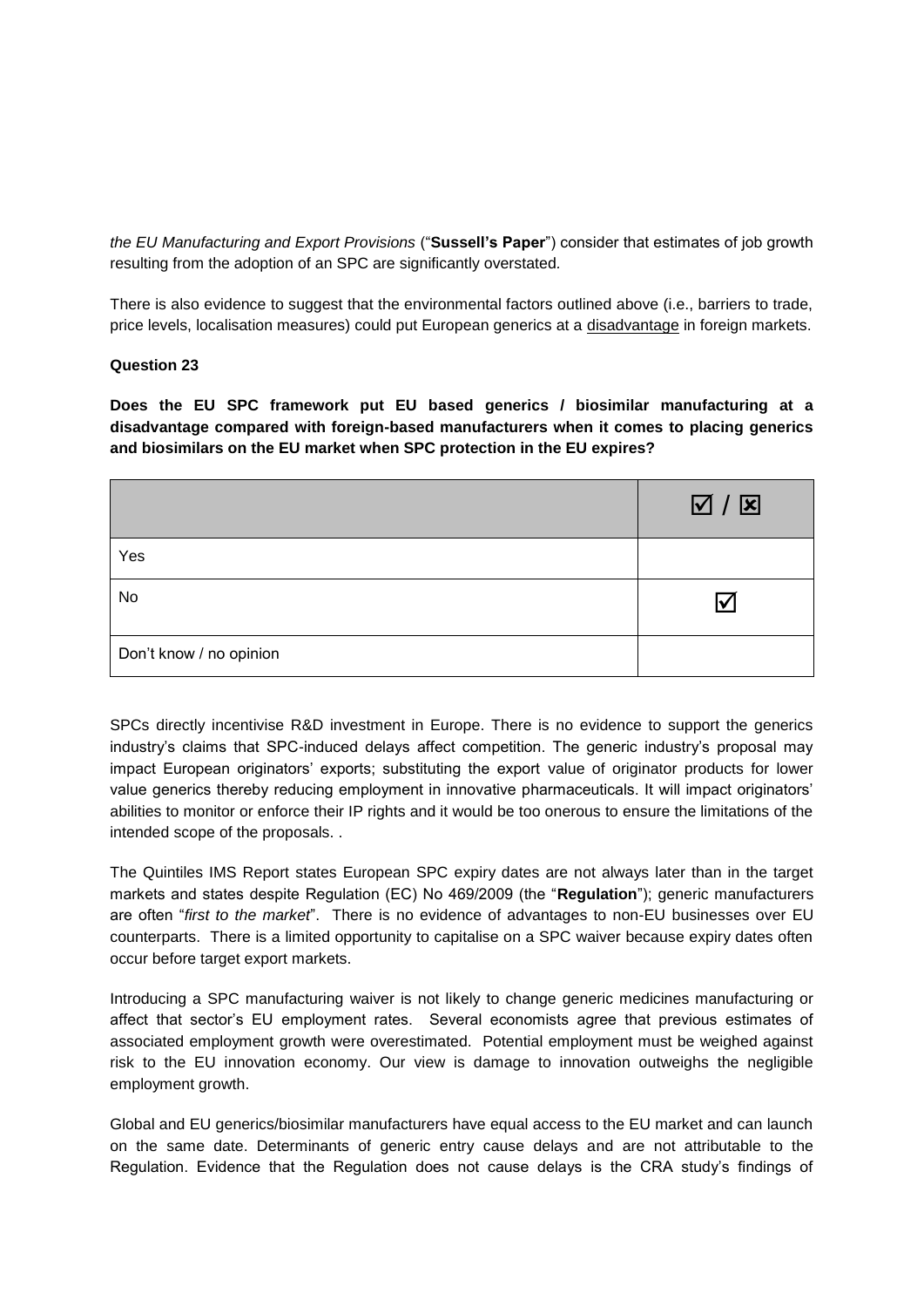*the EU Manufacturing and Export Provisions* ("**Sussell's Paper**") consider that estimates of job growth resulting from the adoption of an SPC are significantly overstated.

There is also evidence to suggest that the environmental factors outlined above (i.e., barriers to trade, price levels, localisation measures) could put European generics at a disadvantage in foreign markets.

**Question 23**

**Does the EU SPC framework put EU based generics / biosimilar manufacturing at a disadvantage compared with foreign-based manufacturers when it comes to placing generics and biosimilars on the EU market when SPC protection in the EU expires?**

| | ☑ / ☒ |
|---|---|
| Yes | |
| No | ☑ |
| Don't know / no opinion | |

SPCs directly incentivise R&D investment in Europe. There is no evidence to support the generics industry's claims that SPC-induced delays affect competition. The generic industry's proposal may impact European originators' exports; substituting the export value of originator products for lower value generics thereby reducing employment in innovative pharmaceuticals. It will impact originators' abilities to monitor or enforce their IP rights and it would be too onerous to ensure the limitations of the intended scope of the proposals. .

The Quintiles IMS Report states European SPC expiry dates are not always later than in the target markets and states despite Regulation (EC) No 469/2009 (the "**Regulation**"); generic manufacturers are often "*first to the market*". There is no evidence of advantages to non-EU businesses over EU counterparts. There is a limited opportunity to capitalise on a SPC waiver because expiry dates often occur before target export markets.

Introducing a SPC manufacturing waiver is not likely to change generic medicines manufacturing or affect that sector's EU employment rates. Several economists agree that previous estimates of associated employment growth were overestimated. Potential employment must be weighed against risk to the EU innovation economy. Our view is damage to innovation outweighs the negligible employment growth.

Global and EU generics/biosimilar manufacturers have equal access to the EU market and can launch on the same date. Determinants of generic entry cause delays and are not attributable to the Regulation. Evidence that the Regulation does not cause delays is the CRA study's findings of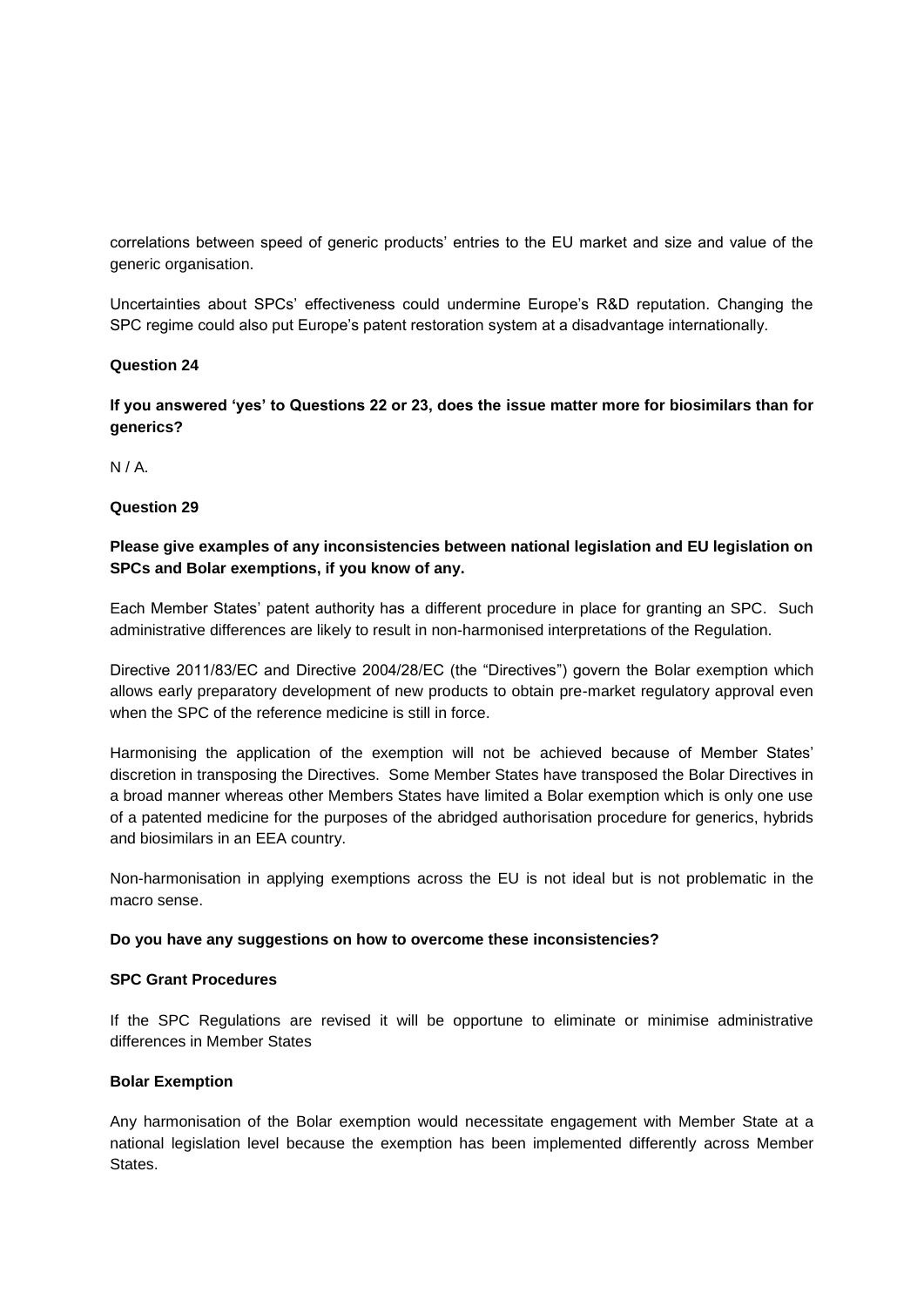correlations between speed of generic products' entries to the EU market and size and value of the generic organisation.

Uncertainties about SPCs' effectiveness could undermine Europe's R&D reputation. Changing the SPC regime could also put Europe's patent restoration system at a disadvantage internationally.

**Question 24**

**If you answered 'yes' to Questions 22 or 23, does the issue matter more for biosimilars than for generics?**

N / A.

**Question 29**

**Please give examples of any inconsistencies between national legislation and EU legislation on SPCs and Bolar exemptions, if you know of any.**

Each Member States' patent authority has a different procedure in place for granting an SPC. Such administrative differences are likely to result in non-harmonised interpretations of the Regulation.

Directive 2011/83/EC and Directive 2004/28/EC (the "Directives") govern the Bolar exemption which allows early preparatory development of new products to obtain pre-market regulatory approval even when the SPC of the reference medicine is still in force.

Harmonising the application of the exemption will not be achieved because of Member States' discretion in transposing the Directives. Some Member States have transposed the Bolar Directives in a broad manner whereas other Members States have limited a Bolar exemption which is only one use of a patented medicine for the purposes of the abridged authorisation procedure for generics, hybrids and biosimilars in an EEA country.

Non-harmonisation in applying exemptions across the EU is not ideal but is not problematic in the macro sense.

**Do you have any suggestions on how to overcome these inconsistencies?**

**SPC Grant Procedures**

If the SPC Regulations are revised it will be opportune to eliminate or minimise administrative differences in Member States

**Bolar Exemption**

Any harmonisation of the Bolar exemption would necessitate engagement with Member State at a national legislation level because the exemption has been implemented differently across Member States.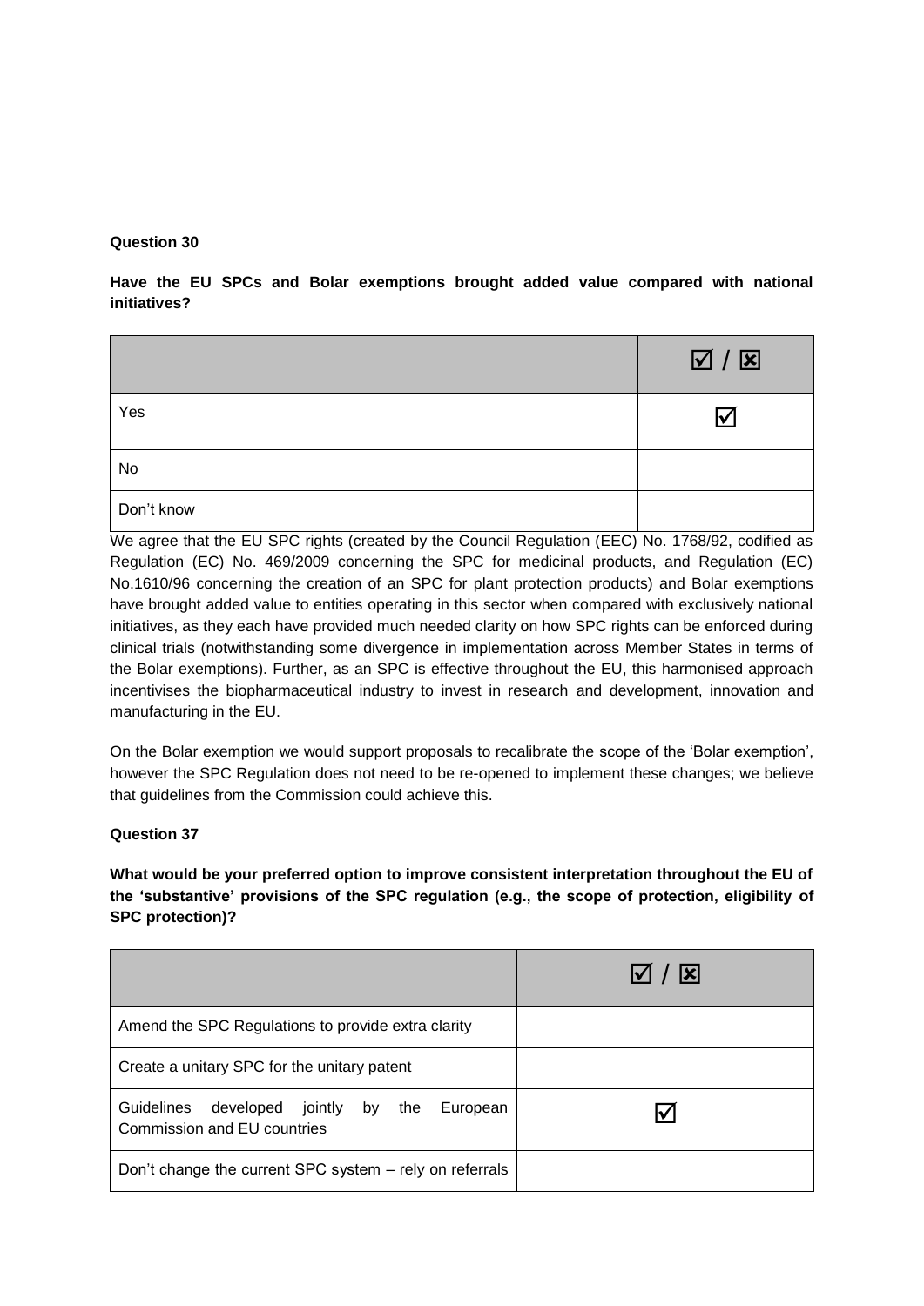**Question 30**

**Have the EU SPCs and Bolar exemptions brought added value compared with national initiatives?**

| | ☑ / ☒ |
|---|---|
| Yes | ☑ |
| No | |
| Don't know | |

We agree that the EU SPC rights (created by the Council Regulation (EEC) No. 1768/92, codified as Regulation (EC) No. 469/2009 concerning the SPC for medicinal products, and Regulation (EC) No.1610/96 concerning the creation of an SPC for plant protection products) and Bolar exemptions have brought added value to entities operating in this sector when compared with exclusively national initiatives, as they each have provided much needed clarity on how SPC rights can be enforced during clinical trials (notwithstanding some divergence in implementation across Member States in terms of the Bolar exemptions). Further, as an SPC is effective throughout the EU, this harmonised approach incentivises the biopharmaceutical industry to invest in research and development, innovation and manufacturing in the EU.

On the Bolar exemption we would support proposals to recalibrate the scope of the 'Bolar exemption', however the SPC Regulation does not need to be re-opened to implement these changes; we believe that guidelines from the Commission could achieve this.

**Question 37**

**What would be your preferred option to improve consistent interpretation throughout the EU of the 'substantive' provisions of the SPC regulation (e.g., the scope of protection, eligibility of SPC protection)?**

| | ☑ / ☒ |
|---|---|
| Amend the SPC Regulations to provide extra clarity | |
| Create a unitary SPC for the unitary patent | |
| Guidelines developed jointly by the European Commission and EU countries | ☑ |
| Don't change the current SPC system – rely on referrals | |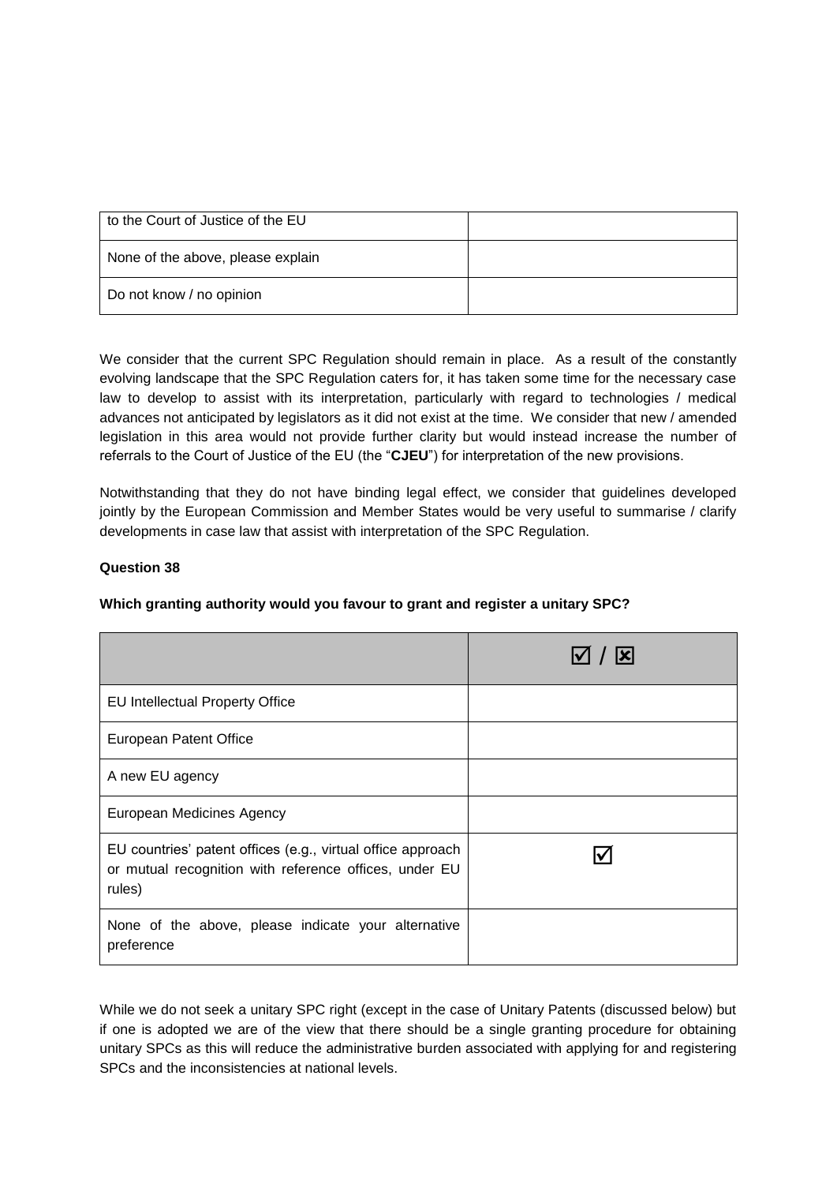| | |
|---|---|
| to the Court of Justice of the EU | |
| None of the above, please explain | |
| Do not know / no opinion | |

We consider that the current SPC Regulation should remain in place. As a result of the constantly evolving landscape that the SPC Regulation caters for, it has taken some time for the necessary case law to develop to assist with its interpretation, particularly with regard to technologies / medical advances not anticipated by legislators as it did not exist at the time. We consider that new / amended legislation in this area would not provide further clarity but would instead increase the number of referrals to the Court of Justice of the EU (the "**CJEU**") for interpretation of the new provisions.

Notwithstanding that they do not have binding legal effect, we consider that guidelines developed jointly by the European Commission and Member States would be very useful to summarise / clarify developments in case law that assist with interpretation of the SPC Regulation.

**Question 38**

**Which granting authority would you favour to grant and register a unitary SPC?**

| | ☑ / ☒ |
|---|---|
| EU Intellectual Property Office | |
| European Patent Office | |
| A new EU agency | |
| European Medicines Agency | |
| EU countries' patent offices (e.g., virtual office approach or mutual recognition with reference offices, under EU rules) | ☑ |
| None of the above, please indicate your alternative preference | |

While we do not seek a unitary SPC right (except in the case of Unitary Patents (discussed below) but if one is adopted we are of the view that there should be a single granting procedure for obtaining unitary SPCs as this will reduce the administrative burden associated with applying for and registering SPCs and the inconsistencies at national levels.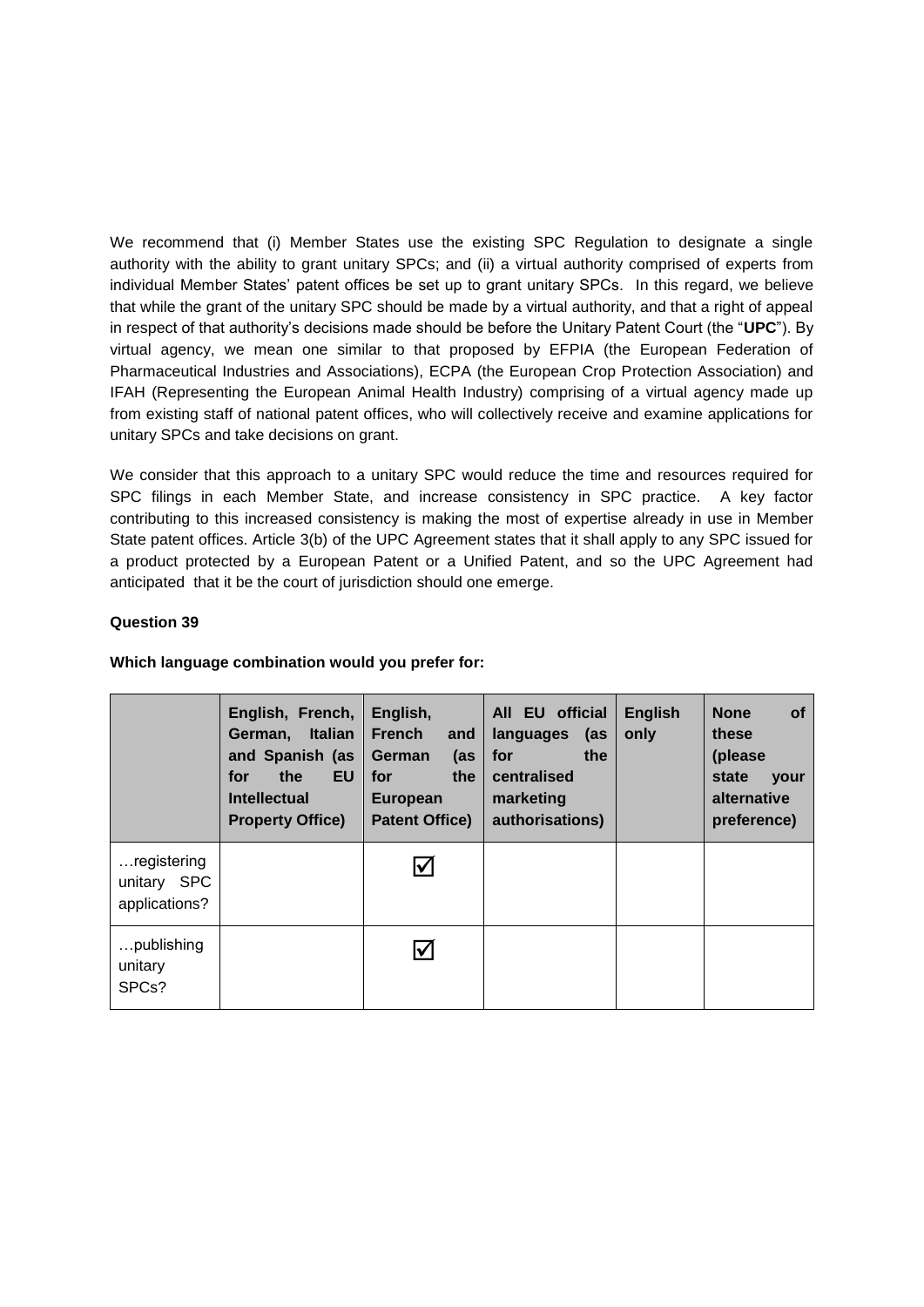We recommend that (i) Member States use the existing SPC Regulation to designate a single authority with the ability to grant unitary SPCs; and (ii) a virtual authority comprised of experts from individual Member States' patent offices be set up to grant unitary SPCs. In this regard, we believe that while the grant of the unitary SPC should be made by a virtual authority, and that a right of appeal in respect of that authority's decisions made should be before the Unitary Patent Court (the "**UPC**"). By virtual agency, we mean one similar to that proposed by EFPIA (the European Federation of Pharmaceutical Industries and Associations), ECPA (the European Crop Protection Association) and IFAH (Representing the European Animal Health Industry) comprising of a virtual agency made up from existing staff of national patent offices, who will collectively receive and examine applications for unitary SPCs and take decisions on grant.

We consider that this approach to a unitary SPC would reduce the time and resources required for SPC filings in each Member State, and increase consistency in SPC practice. A key factor contributing to this increased consistency is making the most of expertise already in use in Member State patent offices. Article 3(b) of the UPC Agreement states that it shall apply to any SPC issued for a product protected by a European Patent or a Unified Patent, and so the UPC Agreement had anticipated that it be the court of jurisdiction should one emerge.

**Question 39**

**Which language combination would you prefer for:**

| | **English, French, German, Italian and Spanish (as for the EU Intellectual Property Office)** | **English, French and German (as for the European Patent Office)** | **All EU official languages (as for the centralised marketing authorisations)** | **English only** | **None of these (please state your alternative preference)** |
|---|---|---|---|---|---|
| …registering unitary SPC applications? | | ☑ | | | |
| …publishing unitary SPCs? | | ☑ | | | |